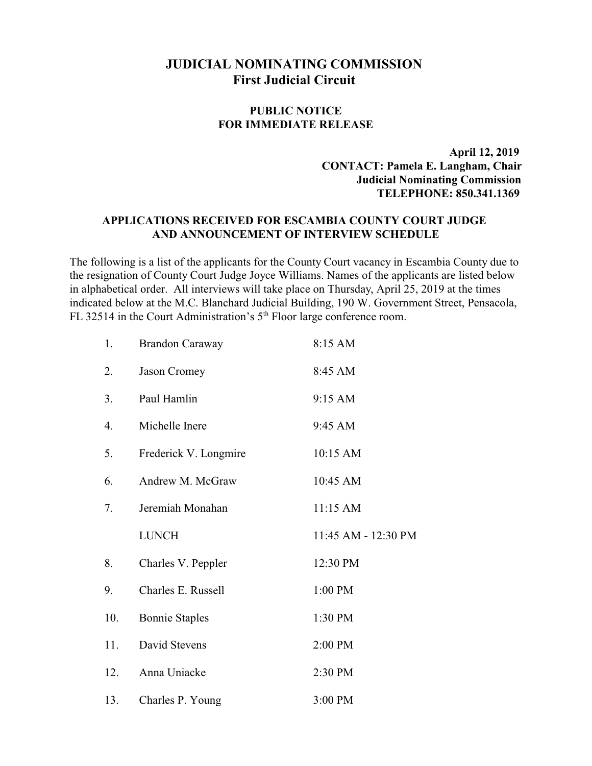# JUDICIAL NOMINATING COMMISSION
## First Judicial Circuit

### PUBLIC NOTICE
### FOR IMMEDIATE RELEASE

**April 12, 2019**
**CONTACT: Pamela E. Langham, Chair**
**Judicial Nominating Commission**
**TELEPHONE: 850.341.1369**

### APPLICATIONS RECEIVED FOR ESCAMBIA COUNTY COURT JUDGE AND ANNOUNCEMENT OF INTERVIEW SCHEDULE

The following is a list of the applicants for the County Court vacancy in Escambia County due to the resignation of County Court Judge Joyce Williams. Names of the applicants are listed below in alphabetical order. All interviews will take place on Thursday, April 25, 2019 at the times indicated below at the M.C. Blanchard Judicial Building, 190 W. Government Street, Pensacola, FL 32514 in the Court Administration's 5th Floor large conference room.

| | | |
|---|---|---|
| 1. | Brandon Caraway | 8:15 AM |
| 2. | Jason Cromey | 8:45 AM |
| 3. | Paul Hamlin | 9:15 AM |
| 4. | Michelle Inere | 9:45 AM |
| 5. | Frederick V. Longmire | 10:15 AM |
| 6. | Andrew M. McGraw | 10:45 AM |
| 7. | Jeremiah Monahan | 11:15 AM |
| | LUNCH | 11:45 AM - 12:30 PM |
| 8. | Charles V. Peppler | 12:30 PM |
| 9. | Charles E. Russell | 1:00 PM |
| 10. | Bonnie Staples | 1:30 PM |
| 11. | David Stevens | 2:00 PM |
| 12. | Anna Uniacke | 2:30 PM |
| 13. | Charles P. Young | 3:00 PM |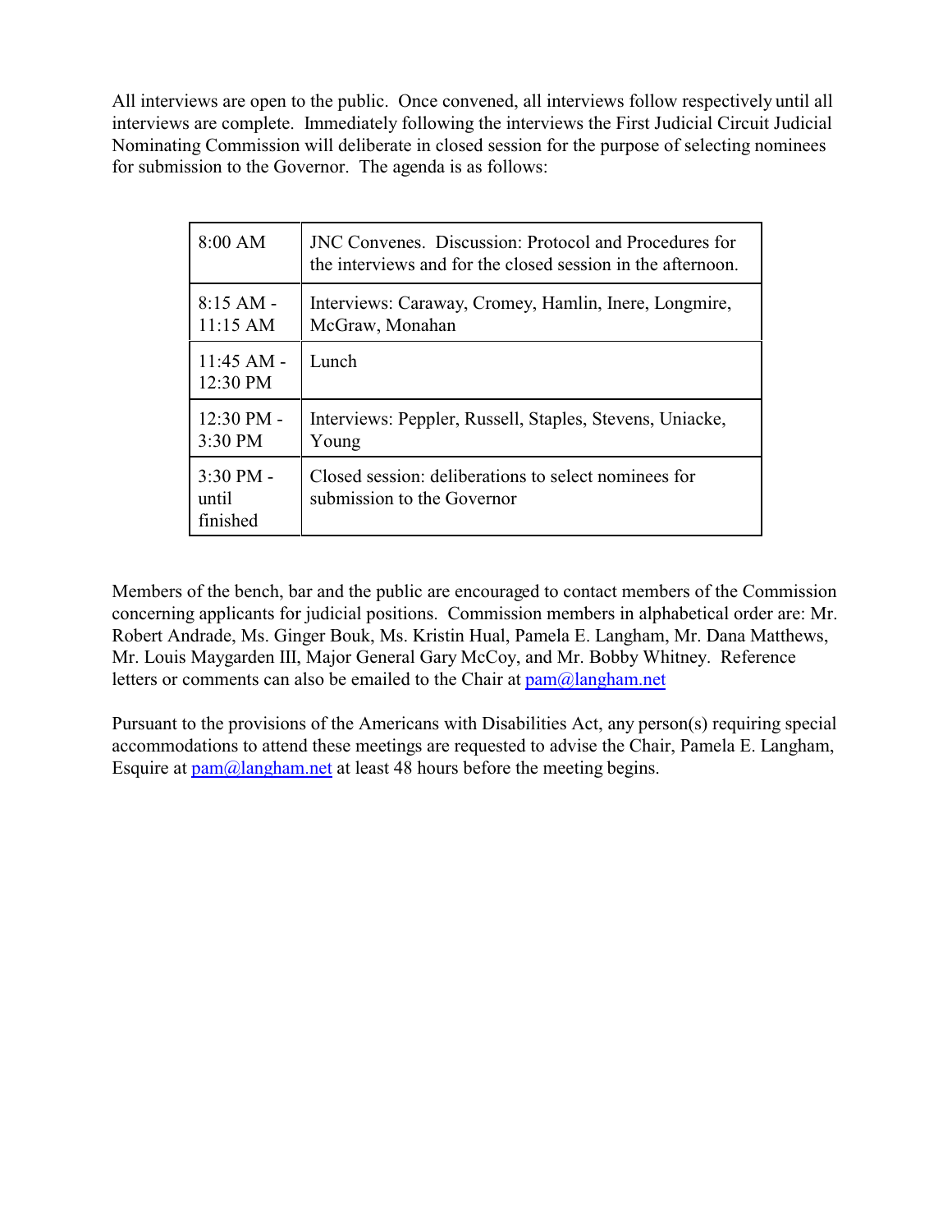All interviews are open to the public. Once convened, all interviews follow respectively until all interviews are complete. Immediately following the interviews the First Judicial Circuit Judicial Nominating Commission will deliberate in closed session for the purpose of selecting nominees for submission to the Governor. The agenda is as follows:

| | |
|---|---|
| 8:00 AM | JNC Convenes. Discussion: Protocol and Procedures for the interviews and for the closed session in the afternoon. |
| 8:15 AM - 11:15 AM | Interviews: Caraway, Cromey, Hamlin, Inere, Longmire, McGraw, Monahan |
| 11:45 AM - 12:30 PM | Lunch |
| 12:30 PM - 3:30 PM | Interviews: Peppler, Russell, Staples, Stevens, Uniacke, Young |
| 3:30 PM - until finished | Closed session: deliberations to select nominees for submission to the Governor |

Members of the bench, bar and the public are encouraged to contact members of the Commission concerning applicants for judicial positions. Commission members in alphabetical order are: Mr. Robert Andrade, Ms. Ginger Bouk, Ms. Kristin Hual, Pamela E. Langham, Mr. Dana Matthews, Mr. Louis Maygarden III, Major General Gary McCoy, and Mr. Bobby Whitney. Reference letters or comments can also be emailed to the Chair at pam@langham.net

Pursuant to the provisions of the Americans with Disabilities Act, any person(s) requiring special accommodations to attend these meetings are requested to advise the Chair, Pamela E. Langham, Esquire at pam@langham.net at least 48 hours before the meeting begins.